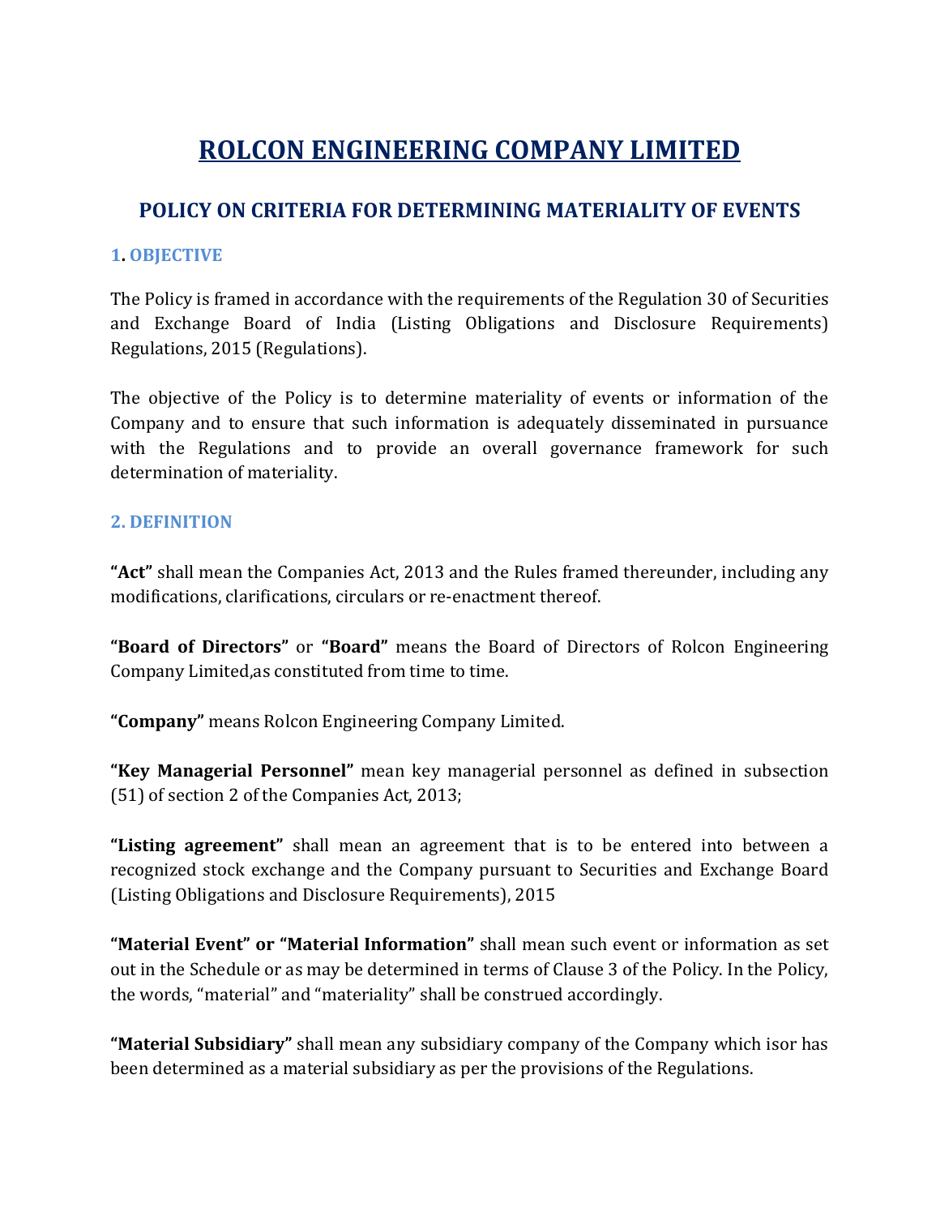# ROLCON ENGINEERING COMPANY LIMITED

## POLICY ON CRITERIA FOR DETERMINING MATERIALITY OF EVENTS

### 1. OBJECTIVE

The Policy is framed in accordance with the requirements of the Regulation 30 of Securities and Exchange Board of India (Listing Obligations and Disclosure Requirements) Regulations, 2015 (Regulations).

The objective of the Policy is to determine materiality of events or information of the Company and to ensure that such information is adequately disseminated in pursuance with the Regulations and to provide an overall governance framework for such determination of materiality.

### 2. DEFINITION

**"Act"** shall mean the Companies Act, 2013 and the Rules framed thereunder, including any modifications, clarifications, circulars or re-enactment thereof.

**"Board of Directors"** or **"Board"** means the Board of Directors of Rolcon Engineering Company Limited,as constituted from time to time.

**"Company"** means Rolcon Engineering Company Limited.

**"Key Managerial Personnel"** mean key managerial personnel as defined in subsection (51) of section 2 of the Companies Act, 2013;

**"Listing agreement"** shall mean an agreement that is to be entered into between a recognized stock exchange and the Company pursuant to Securities and Exchange Board (Listing Obligations and Disclosure Requirements), 2015

**"Material Event" or "Material Information"** shall mean such event or information as set out in the Schedule or as may be determined in terms of Clause 3 of the Policy. In the Policy, the words, "material" and "materiality" shall be construed accordingly.

**"Material Subsidiary"** shall mean any subsidiary company of the Company which isor has been determined as a material subsidiary as per the provisions of the Regulations.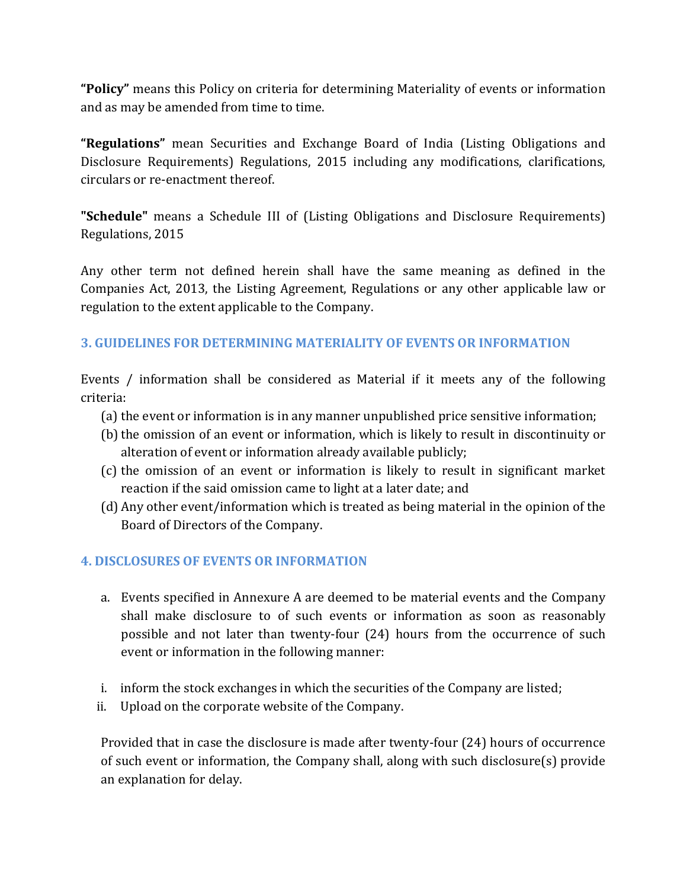**"Policy"** means this Policy on criteria for determining Materiality of events or information and as may be amended from time to time.

**"Regulations"** mean Securities and Exchange Board of India (Listing Obligations and Disclosure Requirements) Regulations, 2015 including any modifications, clarifications, circulars or re-enactment thereof.

**"Schedule"** means a Schedule III of (Listing Obligations and Disclosure Requirements) Regulations, 2015

Any other term not defined herein shall have the same meaning as defined in the Companies Act, 2013, the Listing Agreement, Regulations or any other applicable law or regulation to the extent applicable to the Company.

## 3. GUIDELINES FOR DETERMINING MATERIALITY OF EVENTS OR INFORMATION

Events / information shall be considered as Material if it meets any of the following criteria:

(a) the event or information is in any manner unpublished price sensitive information;
(b) the omission of an event or information, which is likely to result in discontinuity or alteration of event or information already available publicly;
(c) the omission of an event or information is likely to result in significant market reaction if the said omission came to light at a later date; and
(d) Any other event/information which is treated as being material in the opinion of the Board of Directors of the Company.

## 4. DISCLOSURES OF EVENTS OR INFORMATION

a. Events specified in Annexure A are deemed to be material events and the Company shall make disclosure to of such events or information as soon as reasonably possible and not later than twenty-four (24) hours from the occurrence of such event or information in the following manner:

i. inform the stock exchanges in which the securities of the Company are listed;
ii. Upload on the corporate website of the Company.

Provided that in case the disclosure is made after twenty-four (24) hours of occurrence of such event or information, the Company shall, along with such disclosure(s) provide an explanation for delay.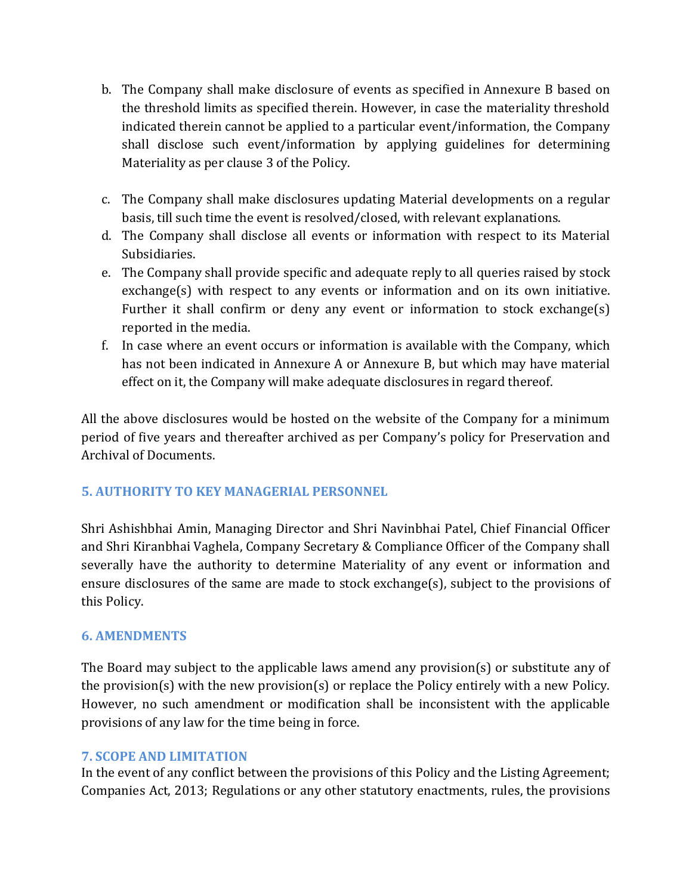b. The Company shall make disclosure of events as specified in Annexure B based on the threshold limits as specified therein. However, in case the materiality threshold indicated therein cannot be applied to a particular event/information, the Company shall disclose such event/information by applying guidelines for determining Materiality as per clause 3 of the Policy.

c. The Company shall make disclosures updating Material developments on a regular basis, till such time the event is resolved/closed, with relevant explanations.

d. The Company shall disclose all events or information with respect to its Material Subsidiaries.

e. The Company shall provide specific and adequate reply to all queries raised by stock exchange(s) with respect to any events or information and on its own initiative. Further it shall confirm or deny any event or information to stock exchange(s) reported in the media.

f. In case where an event occurs or information is available with the Company, which has not been indicated in Annexure A or Annexure B, but which may have material effect on it, the Company will make adequate disclosures in regard thereof.

All the above disclosures would be hosted on the website of the Company for a minimum period of five years and thereafter archived as per Company's policy for Preservation and Archival of Documents.

## 5. AUTHORITY TO KEY MANAGERIAL PERSONNEL

Shri Ashishbhai Amin, Managing Director and Shri Navinbhai Patel, Chief Financial Officer and Shri Kiranbhai Vaghela, Company Secretary & Compliance Officer of the Company shall severally have the authority to determine Materiality of any event or information and ensure disclosures of the same are made to stock exchange(s), subject to the provisions of this Policy.

## 6. AMENDMENTS

The Board may subject to the applicable laws amend any provision(s) or substitute any of the provision(s) with the new provision(s) or replace the Policy entirely with a new Policy. However, no such amendment or modification shall be inconsistent with the applicable provisions of any law for the time being in force.

## 7. SCOPE AND LIMITATION

In the event of any conflict between the provisions of this Policy and the Listing Agreement; Companies Act, 2013; Regulations or any other statutory enactments, rules, the provisions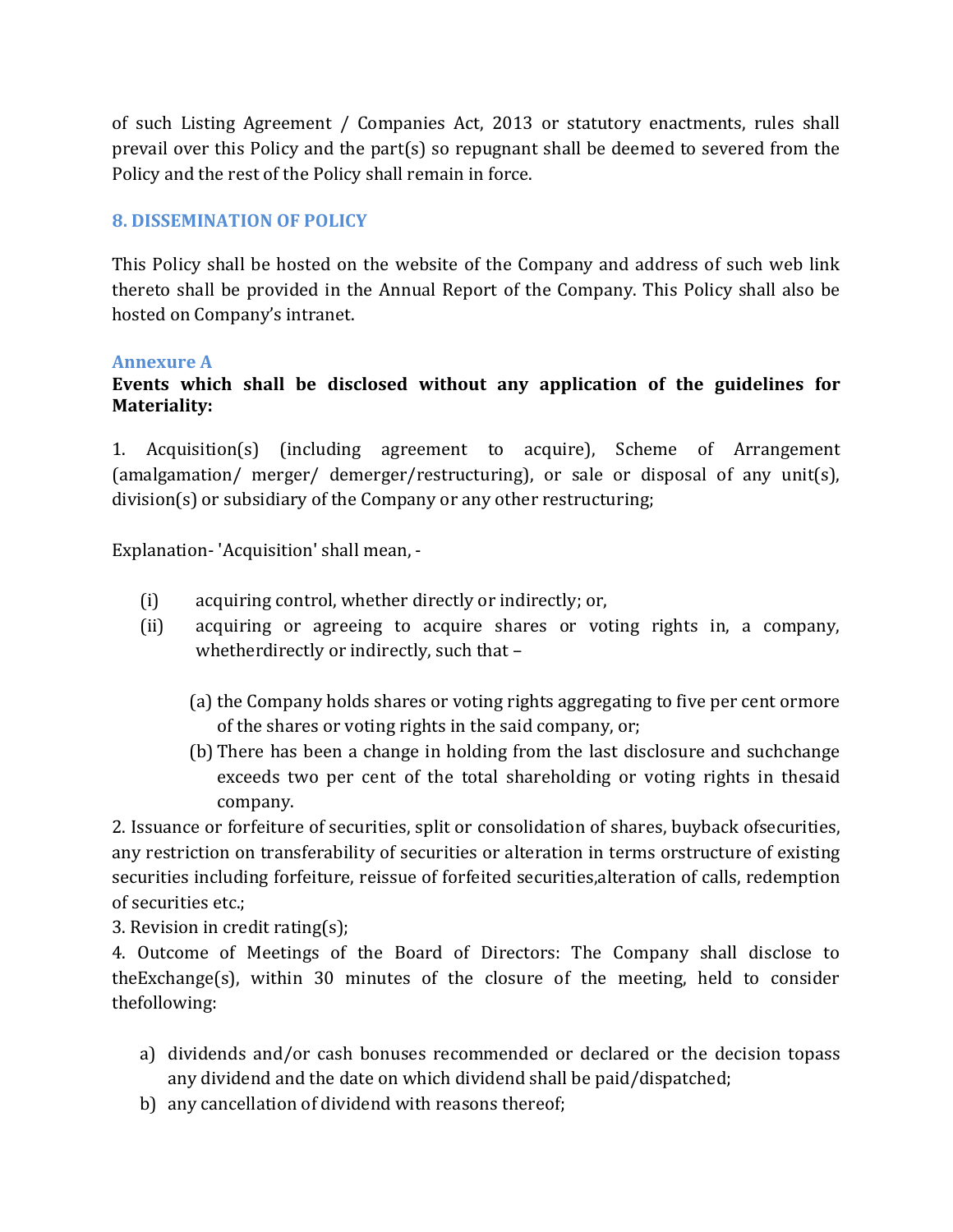of such Listing Agreement / Companies Act, 2013 or statutory enactments, rules shall prevail over this Policy and the part(s) so repugnant shall be deemed to severed from the Policy and the rest of the Policy shall remain in force.

## 8. DISSEMINATION OF POLICY

This Policy shall be hosted on the website of the Company and address of such web link thereto shall be provided in the Annual Report of the Company. This Policy shall also be hosted on Company's intranet.

### Annexure A

**Events which shall be disclosed without any application of the guidelines for Materiality:**

1. Acquisition(s) (including agreement to acquire), Scheme of Arrangement (amalgamation/ merger/ demerger/restructuring), or sale or disposal of any unit(s), division(s) or subsidiary of the Company or any other restructuring;

Explanation- 'Acquisition' shall mean, -

(i) acquiring control, whether directly or indirectly; or,

(ii) acquiring or agreeing to acquire shares or voting rights in, a company, whetherdirectly or indirectly, such that –

  (a) the Company holds shares or voting rights aggregating to five per cent ormore of the shares or voting rights in the said company, or;

  (b) There has been a change in holding from the last disclosure and suchchange exceeds two per cent of the total shareholding or voting rights in thesaid company.

2. Issuance or forfeiture of securities, split or consolidation of shares, buyback ofsecurities, any restriction on transferability of securities or alteration in terms orstructure of existing securities including forfeiture, reissue of forfeited securities,alteration of calls, redemption of securities etc.;

3. Revision in credit rating(s);

4. Outcome of Meetings of the Board of Directors: The Company shall disclose to theExchange(s), within 30 minutes of the closure of the meeting, held to consider thefollowing:

a) dividends and/or cash bonuses recommended or declared or the decision topass any dividend and the date on which dividend shall be paid/dispatched;
b) any cancellation of dividend with reasons thereof;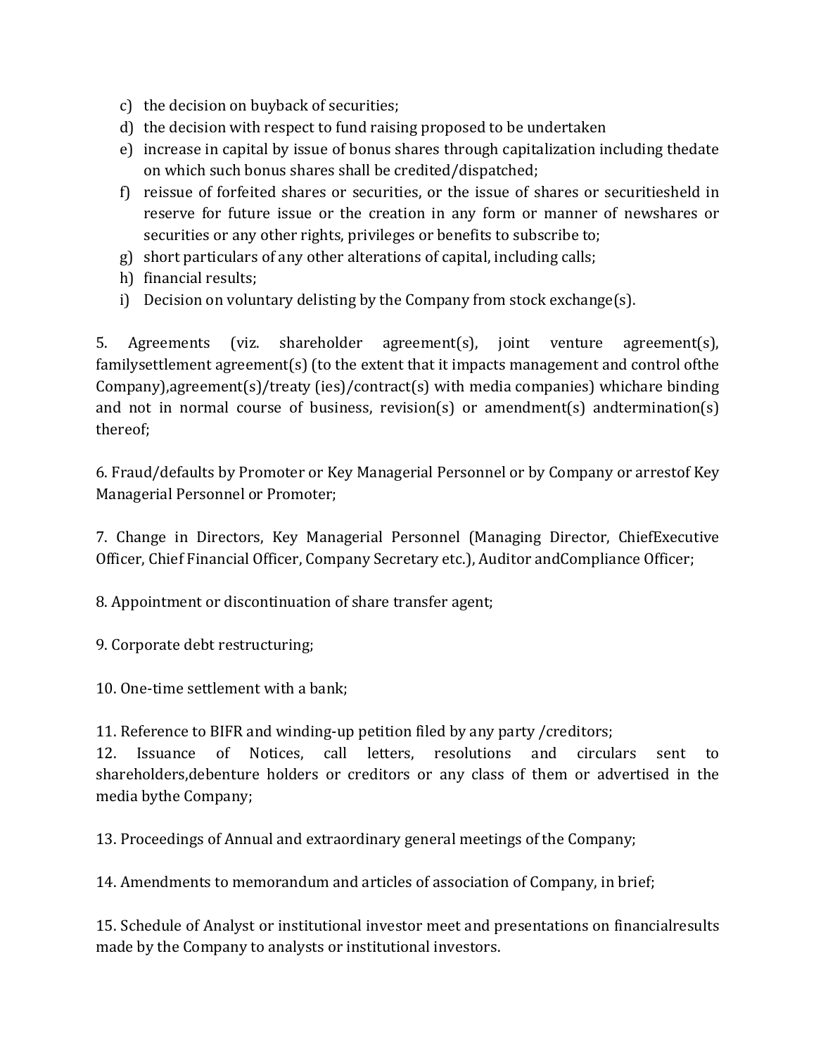c) the decision on buyback of securities;
d) the decision with respect to fund raising proposed to be undertaken
e) increase in capital by issue of bonus shares through capitalization including thedate on which such bonus shares shall be credited/dispatched;
f) reissue of forfeited shares or securities, or the issue of shares or securitiesheld in reserve for future issue or the creation in any form or manner of newshares or securities or any other rights, privileges or benefits to subscribe to;
g) short particulars of any other alterations of capital, including calls;
h) financial results;
i) Decision on voluntary delisting by the Company from stock exchange(s).

5. Agreements (viz. shareholder agreement(s), joint venture agreement(s), familysettlement agreement(s) (to the extent that it impacts management and control ofthe Company),agreement(s)/treaty (ies)/contract(s) with media companies) whichare binding and not in normal course of business, revision(s) or amendment(s) andtermination(s) thereof;

6. Fraud/defaults by Promoter or Key Managerial Personnel or by Company or arrestof Key Managerial Personnel or Promoter;

7. Change in Directors, Key Managerial Personnel (Managing Director, ChiefExecutive Officer, Chief Financial Officer, Company Secretary etc.), Auditor andCompliance Officer;

8. Appointment or discontinuation of share transfer agent;

9. Corporate debt restructuring;

10. One-time settlement with a bank;

11. Reference to BIFR and winding-up petition filed by any party /creditors;

12. Issuance of Notices, call letters, resolutions and circulars sent to shareholders,debenture holders or creditors or any class of them or advertised in the media bythe Company;

13. Proceedings of Annual and extraordinary general meetings of the Company;

14. Amendments to memorandum and articles of association of Company, in brief;

15. Schedule of Analyst or institutional investor meet and presentations on financialresults made by the Company to analysts or institutional investors.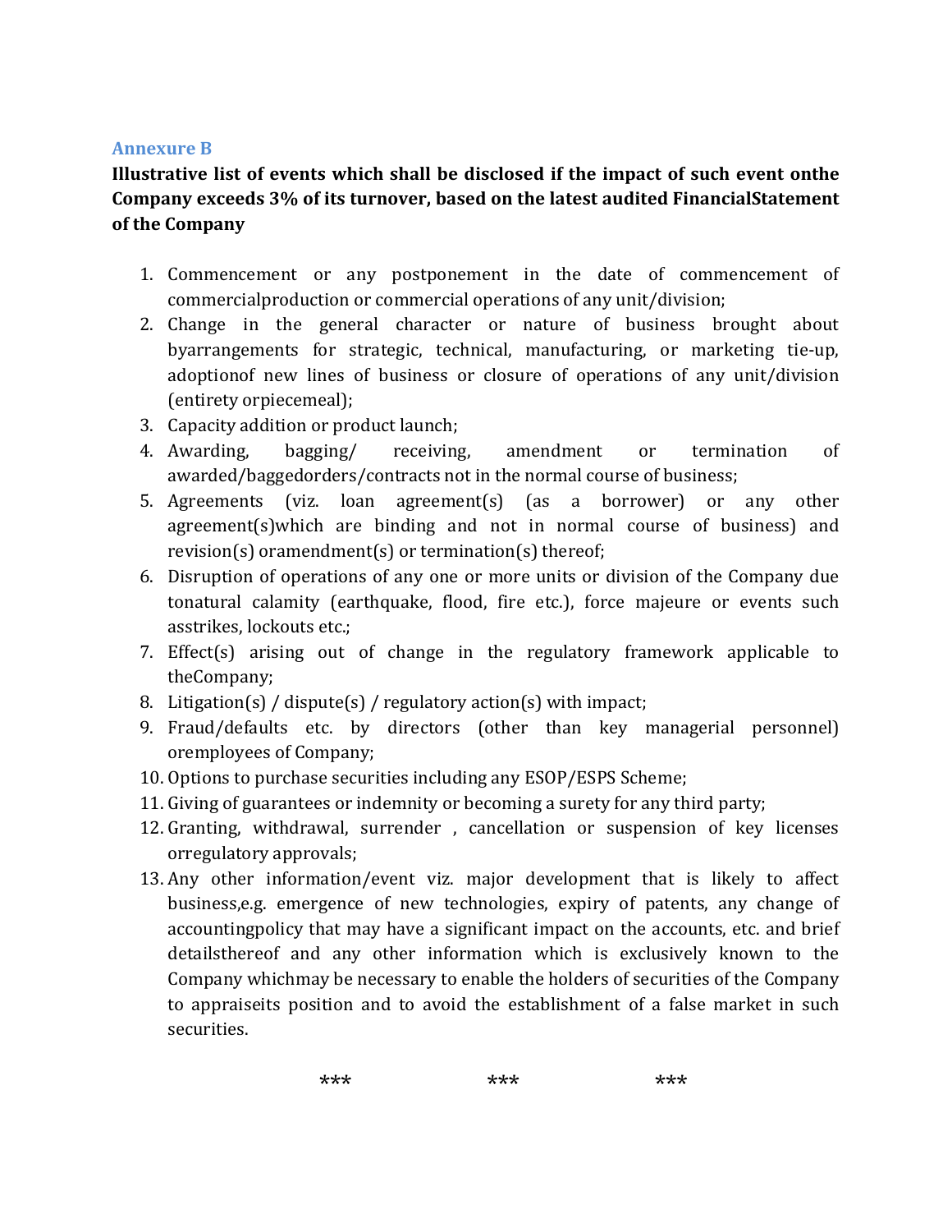## Annexure B

**Illustrative list of events which shall be disclosed if the impact of such event onthe Company exceeds 3% of its turnover, based on the latest audited FinancialStatement of the Company**

1. Commencement or any postponement in the date of commencement of commercialproduction or commercial operations of any unit/division;
2. Change in the general character or nature of business brought about byarrangements for strategic, technical, manufacturing, or marketing tie-up, adoptionof new lines of business or closure of operations of any unit/division (entirety orpiecemeal);
3. Capacity addition or product launch;
4. Awarding, bagging/ receiving, amendment or termination of awarded/baggedorders/contracts not in the normal course of business;
5. Agreements (viz. loan agreement(s) (as a borrower) or any other agreement(s)which are binding and not in normal course of business) and revision(s) oramendment(s) or termination(s) thereof;
6. Disruption of operations of any one or more units or division of the Company due tonatural calamity (earthquake, flood, fire etc.), force majeure or events such asstrikes, lockouts etc.;
7. Effect(s) arising out of change in the regulatory framework applicable to theCompany;
8. Litigation(s) / dispute(s) / regulatory action(s) with impact;
9. Fraud/defaults etc. by directors (other than key managerial personnel) oremployees of Company;
10. Options to purchase securities including any ESOP/ESPS Scheme;
11. Giving of guarantees or indemnity or becoming a surety for any third party;
12. Granting, withdrawal, surrender , cancellation or suspension of key licenses orregulatory approvals;
13. Any other information/event viz. major development that is likely to affect business,e.g. emergence of new technologies, expiry of patents, any change of accountingpolicy that may have a significant impact on the accounts, etc. and brief detailsthereof and any other information which is exclusively known to the Company whichmay be necessary to enable the holders of securities of the Company to appraiseits position and to avoid the establishment of a false market in such securities.

*** *** ***